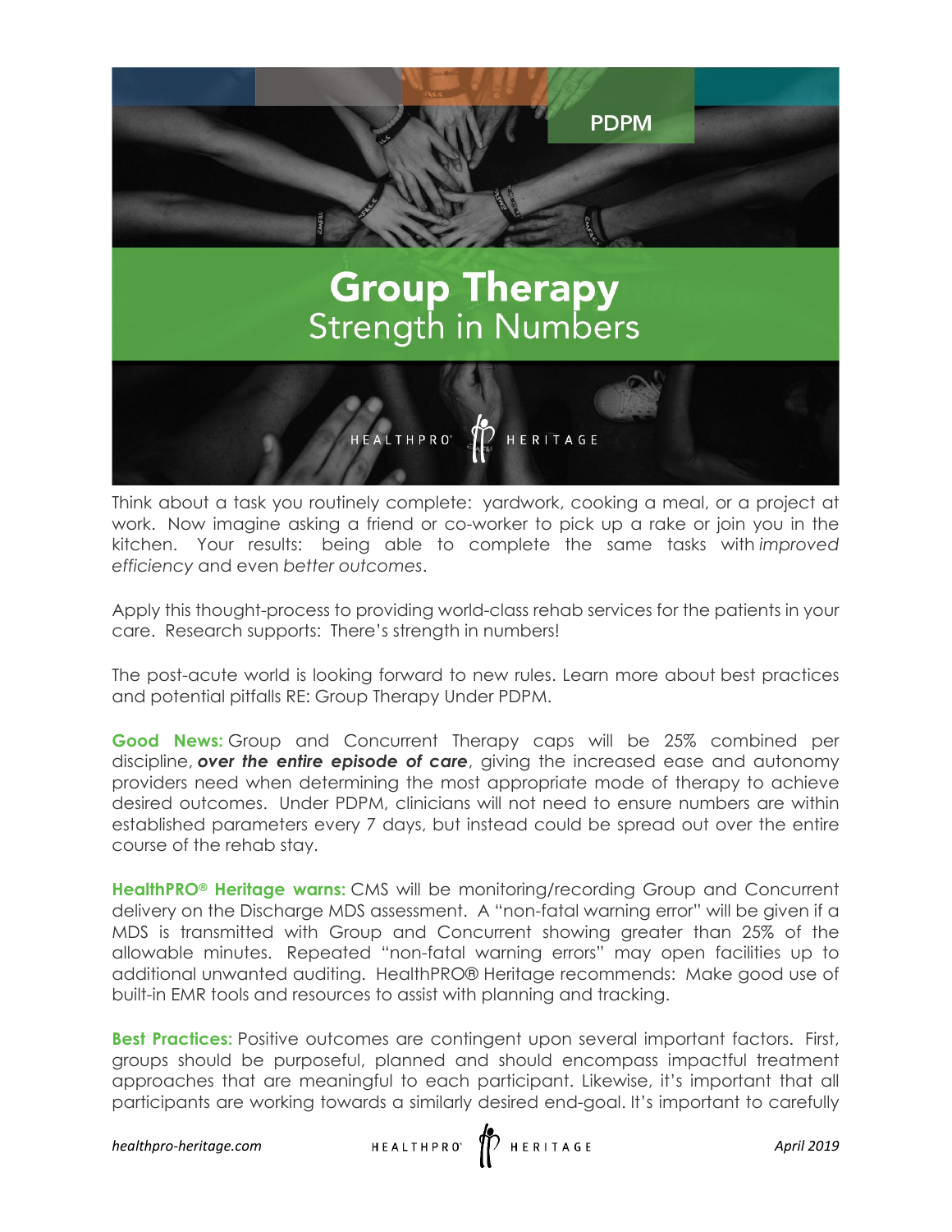PDPM

# Group Therapy
## Strength in Numbers

HEALTHPRO® HERITAGE

Think about a task you routinely complete: yardwork, cooking a meal, or a project at work. Now imagine asking a friend or co-worker to pick up a rake or join you in the kitchen. Your results: being able to complete the same tasks with *improved efficiency* and even *better outcomes*.

Apply this thought-process to providing world-class rehab services for the patients in your care. Research supports: There's strength in numbers!

The post-acute world is looking forward to new rules. Learn more about best practices and potential pitfalls RE: Group Therapy Under PDPM.

**Good News:** Group and Concurrent Therapy caps will be 25% combined per discipline, ***over the entire episode of care***, giving the increased ease and autonomy providers need when determining the most appropriate mode of therapy to achieve desired outcomes. Under PDPM, clinicians will not need to ensure numbers are within established parameters every 7 days, but instead could be spread out over the entire course of the rehab stay.

**HealthPRO® Heritage warns:** CMS will be monitoring/recording Group and Concurrent delivery on the Discharge MDS assessment. A "non-fatal warning error" will be given if a MDS is transmitted with Group and Concurrent showing greater than 25% of the allowable minutes. Repeated "non-fatal warning errors" may open facilities up to additional unwanted auditing. HealthPRO® Heritage recommends: Make good use of built-in EMR tools and resources to assist with planning and tracking.

**Best Practices:** Positive outcomes are contingent upon several important factors. First, groups should be purposeful, planned and should encompass impactful treatment approaches that are meaningful to each participant. Likewise, it's important that all participants are working towards a similarly desired end-goal. It's important to carefully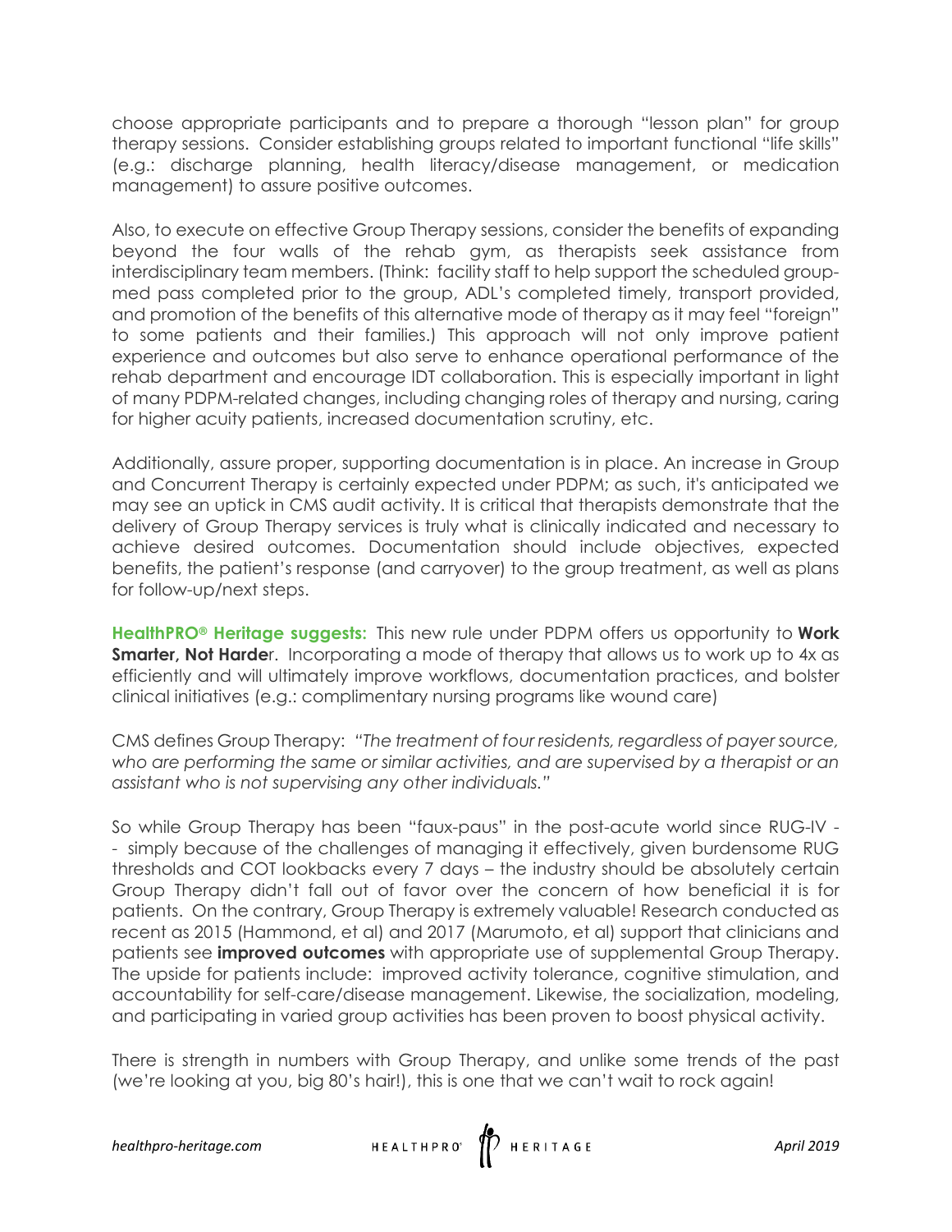choose appropriate participants and to prepare a thorough "lesson plan" for group therapy sessions. Consider establishing groups related to important functional "life skills" (e.g.: discharge planning, health literacy/disease management, or medication management) to assure positive outcomes.

Also, to execute on effective Group Therapy sessions, consider the benefits of expanding beyond the four walls of the rehab gym, as therapists seek assistance from interdisciplinary team members. (Think: facility staff to help support the scheduled group-med pass completed prior to the group, ADL's completed timely, transport provided, and promotion of the benefits of this alternative mode of therapy as it may feel "foreign" to some patients and their families.) This approach will not only improve patient experience and outcomes but also serve to enhance operational performance of the rehab department and encourage IDT collaboration. This is especially important in light of many PDPM-related changes, including changing roles of therapy and nursing, caring for higher acuity patients, increased documentation scrutiny, etc.

Additionally, assure proper, supporting documentation is in place. An increase in Group and Concurrent Therapy is certainly expected under PDPM; as such, it's anticipated we may see an uptick in CMS audit activity. It is critical that therapists demonstrate that the delivery of Group Therapy services is truly what is clinically indicated and necessary to achieve desired outcomes. Documentation should include objectives, expected benefits, the patient's response (and carryover) to the group treatment, as well as plans for follow-up/next steps.

**HealthPRO® Heritage suggests:** This new rule under PDPM offers us opportunity to **Work Smarter, Not Harde**r. Incorporating a mode of therapy that allows us to work up to 4x as efficiently and will ultimately improve workflows, documentation practices, and bolster clinical initiatives (e.g.: complimentary nursing programs like wound care)

CMS defines Group Therapy: *"The treatment of four residents, regardless of payer source, who are performing the same or similar activities, and are supervised by a therapist or an assistant who is not supervising any other individuals."*

So while Group Therapy has been "faux-paus" in the post-acute world since RUG-IV -- simply because of the challenges of managing it effectively, given burdensome RUG thresholds and COT lookbacks every 7 days – the industry should be absolutely certain Group Therapy didn't fall out of favor over the concern of how beneficial it is for patients. On the contrary, Group Therapy is extremely valuable! Research conducted as recent as 2015 (Hammond, et al) and 2017 (Marumoto, et al) support that clinicians and patients see **improved outcomes** with appropriate use of supplemental Group Therapy. The upside for patients include: improved activity tolerance, cognitive stimulation, and accountability for self-care/disease management. Likewise, the socialization, modeling, and participating in varied group activities has been proven to boost physical activity.

There is strength in numbers with Group Therapy, and unlike some trends of the past (we're looking at you, big 80's hair!), this is one that we can't wait to rock again!